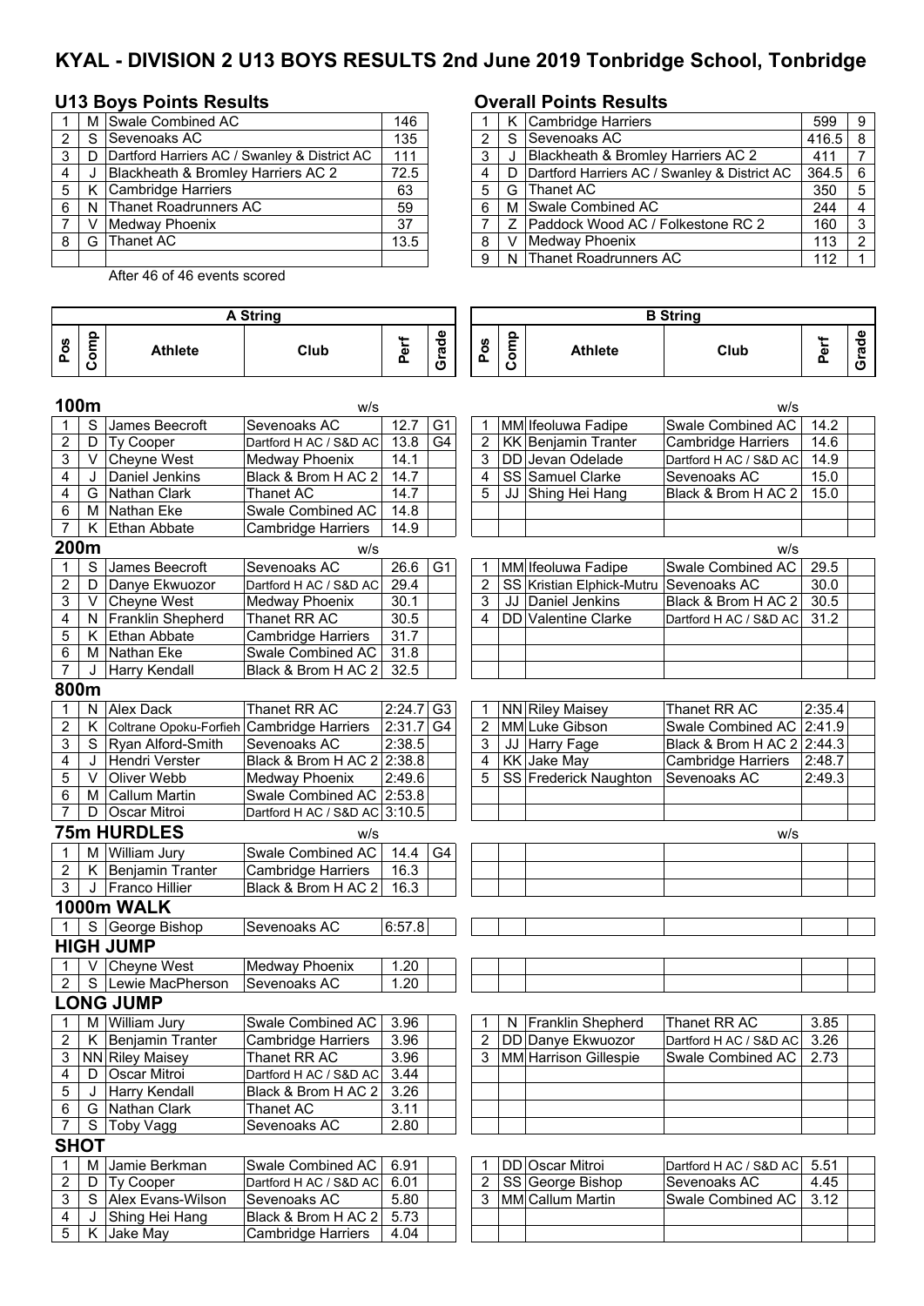# KYAL - DIVISION 2 U13 BOYS RESULTS 2nd June 2019 Tonbridge School, Tonbridge

## U13 Boys Points Results

| | | | |
|---|---|---|---|
| 1 | M | Swale Combined AC | 146 |
| 2 | S | Sevenoaks AC | 135 |
| 3 | D | Dartford Harriers AC / Swanley & District AC | 111 |
| 4 | J | Blackheath & Bromley Harriers AC 2 | 72.5 |
| 5 | K | Cambridge Harriers | 63 |
| 6 | N | Thanet Roadrunners AC | 59 |
| 7 | V | Medway Phoenix | 37 |
| 8 | G | Thanet AC | 13.5 |

After 46 of 46 events scored

## Overall Points Results

| | | | | |
|---|---|---|---|---|
| 1 | K | Cambridge Harriers | 599 | 9 |
| 2 | S | Sevenoaks AC | 416.5 | 8 |
| 3 | J | Blackheath & Bromley Harriers AC 2 | 411 | 7 |
| 4 | D | Dartford Harriers AC / Swanley & District AC | 364.5 | 6 |
| 5 | G | Thanet AC | 350 | 5 |
| 6 | M | Swale Combined AC | 244 | 4 |
| 7 | Z | Paddock Wood AC / Folkestone RC 2 | 160 | 3 |
| 8 | V | Medway Phoenix | 113 | 2 |
| 9 | N | Thanet Roadrunners AC | 112 | 1 |

## A String

| Pos | Comp | Athlete | Club | Perf | Grade |
|---|---|---|---|---|---|
| **100m** | | | w/s | | |
| 1 | S | James Beecroft | Sevenoaks AC | 12.7 | G1 |
| 2 | D | Ty Cooper | Dartford H AC / S&D AC | 13.8 | G4 |
| 3 | V | Cheyne West | Medway Phoenix | 14.1 | |
| 4 | J | Daniel Jenkins | Black & Brom H AC 2 | 14.7 | |
| 4 | G | Nathan Clark | Thanet AC | 14.7 | |
| 6 | M | Nathan Eke | Swale Combined AC | 14.8 | |
| 7 | K | Ethan Abbate | Cambridge Harriers | 14.9 | |
| **200m** | | | w/s | | |
| 1 | S | James Beecroft | Sevenoaks AC | 26.6 | G1 |
| 2 | D | Danye Ekwuozor | Dartford H AC / S&D AC | 29.4 | |
| 3 | V | Cheyne West | Medway Phoenix | 30.1 | |
| 4 | N | Franklin Shepherd | Thanet RR AC | 30.5 | |
| 5 | K | Ethan Abbate | Cambridge Harriers | 31.7 | |
| 6 | M | Nathan Eke | Swale Combined AC | 31.8 | |
| 7 | J | Harry Kendall | Black & Brom H AC 2 | 32.5 | |
| **800m** | | | | | |
| 1 | N | Alex Dack | Thanet RR AC | 2:24.7 | G3 |
| 2 | K | Coltrane Opoku-Forfieh | Cambridge Harriers | 2:31.7 | G4 |
| 3 | S | Ryan Alford-Smith | Sevenoaks AC | 2:38.5 | |
| 4 | J | Hendri Verster | Black & Brom H AC 2 | 2:38.8 | |
| 5 | V | Oliver Webb | Medway Phoenix | 2:49.6 | |
| 6 | M | Callum Martin | Swale Combined AC | 2:53.8 | |
| 7 | D | Oscar Mitroi | Dartford H AC / S&D AC | 3:10.5 | |
| **75m HURDLES** | | | w/s | | |
| 1 | M | William Jury | Swale Combined AC | 14.4 | G4 |
| 2 | K | Benjamin Tranter | Cambridge Harriers | 16.3 | |
| 3 | J | Franco Hillier | Black & Brom H AC 2 | 16.3 | |
| **1000m WALK** | | | | | |
| 1 | S | George Bishop | Sevenoaks AC | 6:57.8 | |
| **HIGH JUMP** | | | | | |
| 1 | V | Cheyne West | Medway Phoenix | 1.20 | |
| 2 | S | Lewie MacPherson | Sevenoaks AC | 1.20 | |
| **LONG JUMP** | | | | | |
| 1 | M | William Jury | Swale Combined AC | 3.96 | |
| 2 | K | Benjamin Tranter | Cambridge Harriers | 3.96 | |
| 3 | NN | Riley Maisey | Thanet RR AC | 3.96 | |
| 4 | D | Oscar Mitroi | Dartford H AC / S&D AC | 3.44 | |
| 5 | J | Harry Kendall | Black & Brom H AC 2 | 3.26 | |
| 6 | G | Nathan Clark | Thanet AC | 3.11 | |
| 7 | S | Toby Vagg | Sevenoaks AC | 2.80 | |
| **SHOT** | | | | | |
| 1 | M | Jamie Berkman | Swale Combined AC | 6.91 | |
| 2 | D | Ty Cooper | Dartford H AC / S&D AC | 6.01 | |
| 3 | S | Alex Evans-Wilson | Sevenoaks AC | 5.80 | |
| 4 | J | Shing Hei Hang | Black & Brom H AC 2 | 5.73 | |
| 5 | K | Jake May | Cambridge Harriers | 4.04 | |

## B String

| Pos | Comp | Athlete | Club | Perf | Grade |
|---|---|---|---|---|---|
| **100m** | | | w/s | | |
| 1 | MM | Ifeoluwa Fadipe | Swale Combined AC | 14.2 | |
| 2 | KK | Benjamin Tranter | Cambridge Harriers | 14.6 | |
| 3 | DD | Jevan Odelade | Dartford H AC / S&D AC | 14.9 | |
| 4 | SS | Samuel Clarke | Sevenoaks AC | 15.0 | |
| 5 | JJ | Shing Hei Hang | Black & Brom H AC 2 | 15.0 | |
| **200m** | | | w/s | | |
| 1 | MM | Ifeoluwa Fadipe | Swale Combined AC | 29.5 | |
| 2 | SS | Kristian Elphick-Mutru | Sevenoaks AC | 30.0 | |
| 3 | JJ | Daniel Jenkins | Black & Brom H AC 2 | 30.5 | |
| 4 | DD | Valentine Clarke | Dartford H AC / S&D AC | 31.2 | |
| **800m** | | | | | |
| 1 | NN | Riley Maisey | Thanet RR AC | 2:35.4 | |
| 2 | MM | Luke Gibson | Swale Combined AC | 2:41.9 | |
| 3 | JJ | Harry Fage | Black & Brom H AC 2 | 2:44.3 | |
| 4 | KK | Jake May | Cambridge Harriers | 2:48.7 | |
| 5 | SS | Frederick Naughton | Sevenoaks AC | 2:49.3 | |
| **75m HURDLES** | | | w/s | | |
| **LONG JUMP** | | | | | |
| 1 | N | Franklin Shepherd | Thanet RR AC | 3.85 | |
| 2 | DD | Danye Ekwuozor | Dartford H AC / S&D AC | 3.26 | |
| 3 | MM | Harrison Gillespie | Swale Combined AC | 2.73 | |
| **SHOT** | | | | | |
| 1 | DD | Oscar Mitroi | Dartford H AC / S&D AC | 5.51 | |
| 2 | SS | George Bishop | Sevenoaks AC | 4.45 | |
| 3 | MM | Callum Martin | Swale Combined AC | 3.12 | |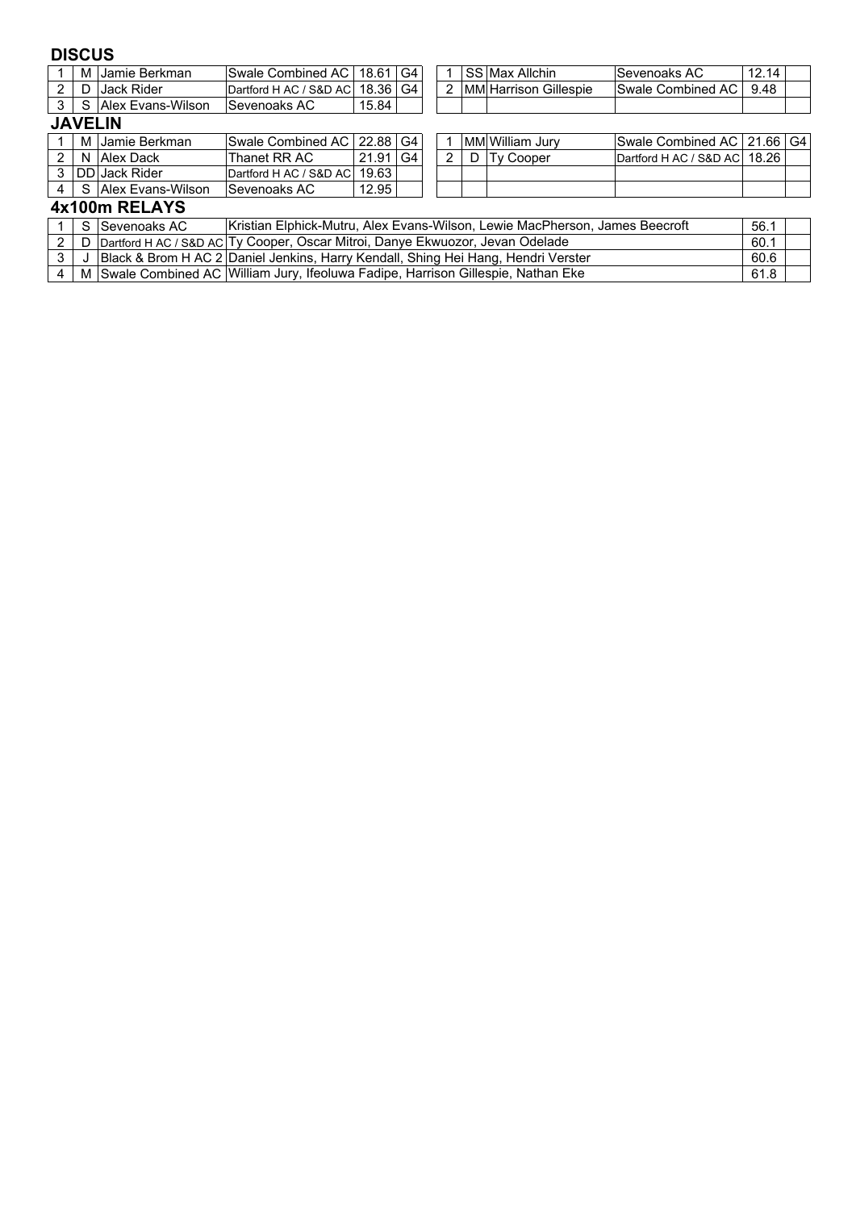## DISCUS

| | | | | | | | | | | | | |
|---|---|---|---|---|---|---|---|---|---|---|---|---|
| 1 | M | Jamie Berkman | Swale Combined AC | 18.61 | G4 | | 1 | SS | Max Allchin | Sevenoaks AC | 12.14 | |
| 2 | D | Jack Rider | Dartford H AC / S&D AC | 18.36 | G4 | | 2 | MM | Harrison Gillespie | Swale Combined AC | 9.48 | |
| 3 | S | Alex Evans-Wilson | Sevenoaks AC | 15.84 | | | | | | | | |

## JAVELIN

| | | | | | | | | | | | | |
|---|---|---|---|---|---|---|---|---|---|---|---|---|
| 1 | M | Jamie Berkman | Swale Combined AC | 22.88 | G4 | | 1 | MM | William Jury | Swale Combined AC | 21.66 | G4 |
| 2 | N | Alex Dack | Thanet RR AC | 21.91 | G4 | | 2 | D | Ty Cooper | Dartford H AC / S&D AC | 18.26 | |
| 3 | DD | Jack Rider | Dartford H AC / S&D AC | 19.63 | | | | | | | | |
| 4 | S | Alex Evans-Wilson | Sevenoaks AC | 12.95 | | | | | | | | |

## 4x100m RELAYS

| | | | | | |
|---|---|---|---|---|---|
| 1 | S | Sevenoaks AC | Kristian Elphick-Mutru, Alex Evans-Wilson, Lewie MacPherson, James Beecroft | 56.1 | |
| 2 | D | Dartford H AC / S&D AC | Ty Cooper, Oscar Mitroi, Danye Ekwuozor, Jevan Odelade | 60.1 | |
| 3 | J | Black & Brom H AC 2 | Daniel Jenkins, Harry Kendall, Shing Hei Hang, Hendri Verster | 60.6 | |
| 4 | M | Swale Combined AC | William Jury, Ifeoluwa Fadipe, Harrison Gillespie, Nathan Eke | 61.8 | |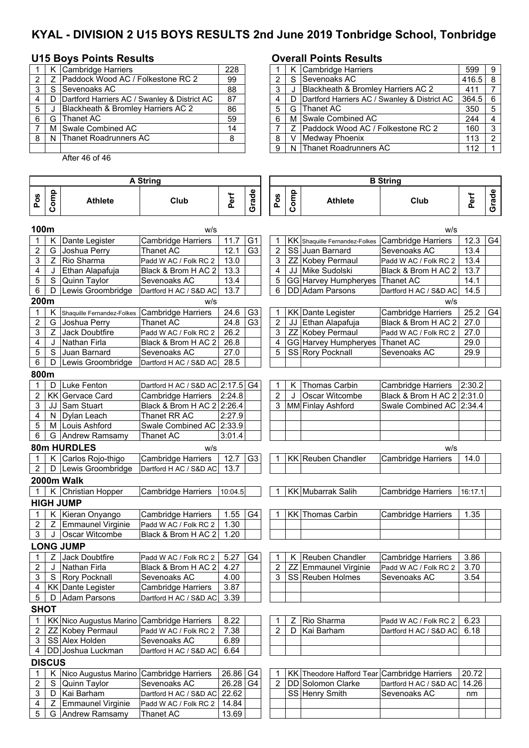# KYAL - DIVISION 2 U15 BOYS RESULTS 2nd June 2019 Tonbridge School, Tonbridge

## U15 Boys Points Results

| | | | |
|---|---|---|---|
| 1 | K | Cambridge Harriers | 228 |
| 2 | Z | Paddock Wood AC / Folkestone RC 2 | 99 |
| 3 | S | Sevenoaks AC | 88 |
| 4 | D | Dartford Harriers AC / Swanley & District AC | 87 |
| 5 | J | Blackheath & Bromley Harriers AC 2 | 86 |
| 6 | G | Thanet AC | 59 |
| 7 | M | Swale Combined AC | 14 |
| 8 | N | Thanet Roadrunners AC | 8 |

After 46 of 46

## Overall Points Results

| | | | | |
|---|---|---|---|---|
| 1 | K | Cambridge Harriers | 599 | 9 |
| 2 | S | Sevenoaks AC | 416.5 | 8 |
| 3 | J | Blackheath & Bromley Harriers AC 2 | 411 | 7 |
| 4 | D | Dartford Harriers AC / Swanley & District AC | 364.5 | 6 |
| 5 | G | Thanet AC | 350 | 5 |
| 6 | M | Swale Combined AC | 244 | 4 |
| 7 | Z | Paddock Wood AC / Folkestone RC 2 | 160 | 3 |
| 8 | V | Medway Phoenix | 113 | 2 |
| 9 | N | Thanet Roadrunners AC | 112 | 1 |

## A String

| Pos | Comp | Athlete | Club | Perf | Grade |
|---|---|---|---|---|---|
| **100m** | | | w/s | | |
| 1 | K | Dante Legister | Cambridge Harriers | 11.7 | G1 |
| 2 | G | Joshua Perry | Thanet AC | 12.1 | G3 |
| 3 | Z | Rio Sharma | Padd W AC / Folk RC 2 | 13.0 | |
| 4 | J | Ethan Alapafuja | Black & Brom H AC 2 | 13.3 | |
| 5 | S | Quinn Taylor | Sevenoaks AC | 13.4 | |
| 6 | D | Lewis Groombridge | Dartford H AC / S&D AC | 13.7 | |
| **200m** | | | w/s | | |
| 1 | K | Shaquille Fernandez-Folkes | Cambridge Harriers | 24.6 | G3 |
| 2 | G | Joshua Perry | Thanet AC | 24.8 | G3 |
| 3 | Z | Jack Doubtfire | Padd W AC / Folk RC 2 | 26.2 | |
| 4 | J | Nathan Firla | Black & Brom H AC 2 | 26.8 | |
| 5 | S | Juan Barnard | Sevenoaks AC | 27.0 | |
| 6 | D | Lewis Groombridge | Dartford H AC / S&D AC | 28.5 | |
| **800m** | | | | | |
| 1 | D | Luke Fenton | Dartford H AC / S&D AC | 2:17.5 | G4 |
| 2 | KK | Gervace Card | Cambridge Harriers | 2:24.8 | |
| 3 | JJ | Sam Stuart | Black & Brom H AC 2 | 2:26.4 | |
| 4 | N | Dylan Leach | Thanet RR AC | 2:27.9 | |
| 5 | M | Louis Ashford | Swale Combined AC | 2:33.9 | |
| 6 | G | Andrew Ramsamy | Thanet AC | 3:01.4 | |
| **80m HURDLES** | | | w/s | | |
| 1 | K | Carlos Rojo-thigo | Cambridge Harriers | 12.7 | G3 |
| 2 | D | Lewis Groombridge | Dartford H AC / S&D AC | 13.7 | |
| **2000m Walk** | | | | | |
| 1 | K | Christian Hopper | Cambridge Harriers | 10:04.5 | |
| **HIGH JUMP** | | | | | |
| 1 | K | Kieran Onyango | Cambridge Harriers | 1.55 | G4 |
| 2 | Z | Emmaunel Virginie | Padd W AC / Folk RC 2 | 1.30 | |
| 3 | J | Oscar Witcombe | Black & Brom H AC 2 | 1.20 | |
| **LONG JUMP** | | | | | |
| 1 | Z | Jack Doubtfire | Padd W AC / Folk RC 2 | 5.27 | G4 |
| 2 | J | Nathan Firla | Black & Brom H AC 2 | 4.27 | |
| 3 | S | Rory Pocknall | Sevenoaks AC | 4.00 | |
| 4 | KK | Dante Legister | Cambridge Harriers | 3.87 | |
| 5 | D | Adam Parsons | Dartford H AC / S&D AC | 3.39 | |
| **SHOT** | | | | | |
| 1 | KK | Nico Augustus Marino | Cambridge Harriers | 8.22 | |
| 2 | ZZ | Kobey Permaul | Padd W AC / Folk RC 2 | 7.38 | |
| 3 | SS | Alex Holden | Sevenoaks AC | 6.89 | |
| 4 | DD | Joshua Luckman | Dartford H AC / S&D AC | 6.64 | |
| **DISCUS** | | | | | |
| 1 | K | Nico Augustus Marino | Cambridge Harriers | 26.86 | G4 |
| 2 | S | Quinn Taylor | Sevenoaks AC | 26.28 | G4 |
| 3 | D | Kai Barham | Dartford H AC / S&D AC | 22.62 | |
| 4 | Z | Emmaunel Virginie | Padd W AC / Folk RC 2 | 14.84 | |
| 5 | G | Andrew Ramsamy | Thanet AC | 13.69 | |

## B String

| Pos | Comp | Athlete | Club | Perf | Grade |
|---|---|---|---|---|---|
| **100m** | | | w/s | | |
| 1 | KK | Shaquille Fernandez-Folkes | Cambridge Harriers | 12.3 | G4 |
| 2 | SS | Juan Barnard | Sevenoaks AC | 13.4 | |
| 3 | ZZ | Kobey Permaul | Padd W AC / Folk RC 2 | 13.4 | |
| 4 | JJ | Mike Sudolski | Black & Brom H AC 2 | 13.7 | |
| 5 | GG | Harvey Humpheryes | Thanet AC | 14.1 | |
| 6 | DD | Adam Parsons | Dartford H AC / S&D AC | 14.5 | |
| **200m** | | | w/s | | |
| 1 | KK | Dante Legister | Cambridge Harriers | 25.2 | G4 |
| 2 | JJ | Ethan Alapafuja | Black & Brom H AC 2 | 27.0 | |
| 3 | ZZ | Kobey Permaul | Padd W AC / Folk RC 2 | 27.0 | |
| 4 | GG | Harvey Humpheryes | Thanet AC | 29.0 | |
| 5 | SS | Rory Pocknall | Sevenoaks AC | 29.9 | |
| **800m** | | | | | |
| 1 | K | Thomas Carbin | Cambridge Harriers | 2:30.2 | |
| 2 | J | Oscar Witcombe | Black & Brom H AC 2 | 2:31.0 | |
| 3 | MM | Finlay Ashford | Swale Combined AC | 2:34.4 | |
| **80m HURDLES** | | | w/s | | |
| 1 | KK | Reuben Chandler | Cambridge Harriers | 14.0 | |
| **2000m Walk** | | | | | |
| 1 | KK | Mubarrak Salih | Cambridge Harriers | 16:17.1 | |
| **HIGH JUMP** | | | | | |
| 1 | KK | Thomas Carbin | Cambridge Harriers | 1.35 | |
| **LONG JUMP** | | | | | |
| 1 | K | Reuben Chandler | Cambridge Harriers | 3.86 | |
| 2 | ZZ | Emmaunel Virginie | Padd W AC / Folk RC 2 | 3.70 | |
| 3 | SS | Reuben Holmes | Sevenoaks AC | 3.54 | |
| **SHOT** | | | | | |
| 1 | Z | Rio Sharma | Padd W AC / Folk RC 2 | 6.23 | |
| 2 | D | Kai Barham | Dartford H AC / S&D AC | 6.18 | |
| **DISCUS** | | | | | |
| 1 | KK | Theodore Hafford Tear | Cambridge Harriers | 20.72 | |
| 2 | DD | Solomon Clarke | Dartford H AC / S&D AC | 14.26 | |
| | SS | Henry Smith | Sevenoaks AC | nm | |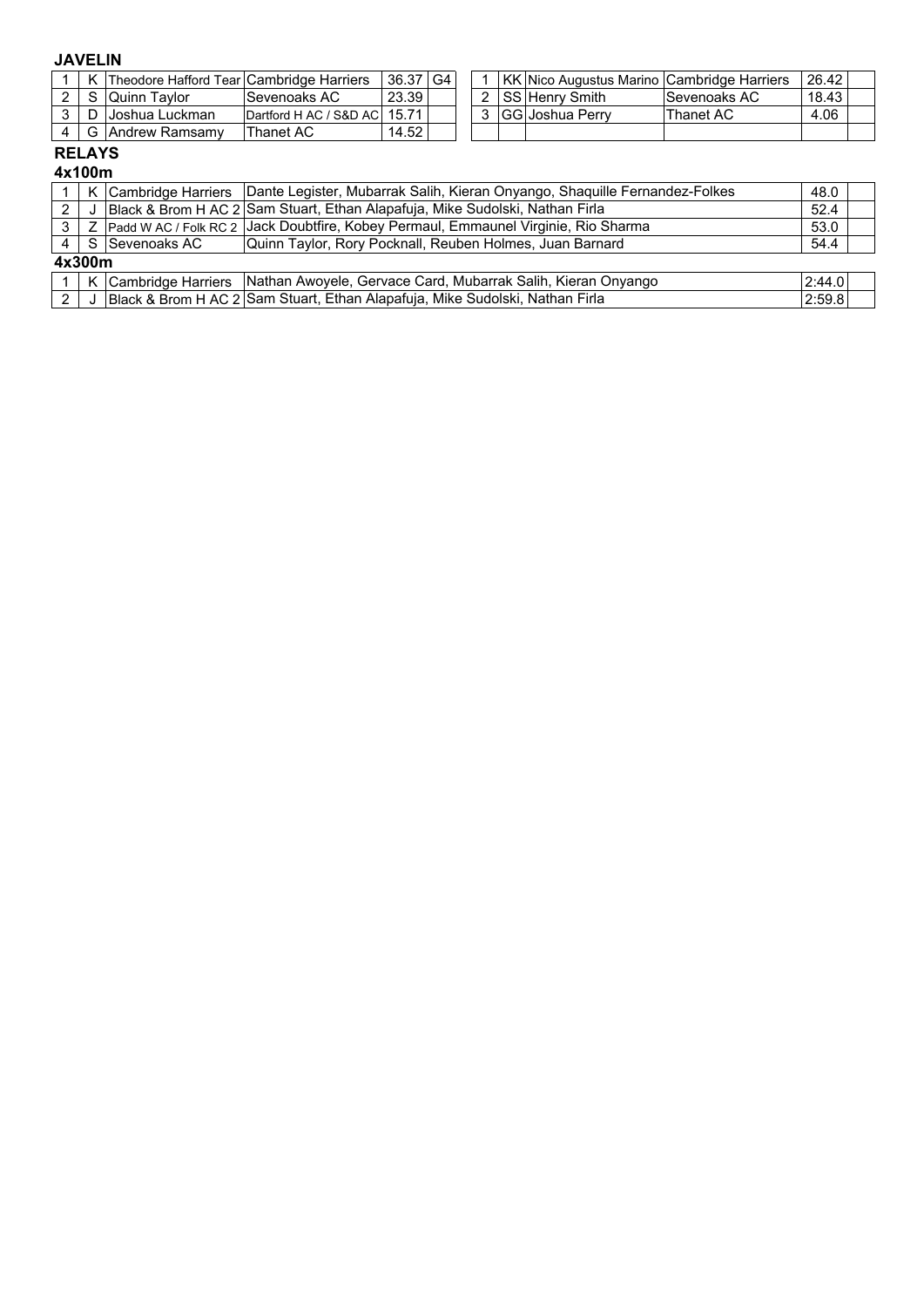## JAVELIN

| | | | | | |
|---|---|---|---|---|---|
| 1 | K | Theodore Hafford Tear | Cambridge Harriers | 36.37 | G4 |
| 2 | S | Quinn Taylor | Sevenoaks AC | 23.39 | |
| 3 | D | Joshua Luckman | Dartford H AC / S&D AC | 15.71 | |
| 4 | G | Andrew Ramsamy | Thanet AC | 14.52 | |

| | | | | | |
|---|---|---|---|---|---|
| 1 | KK | Nico Augustus Marino | Cambridge Harriers | 26.42 | |
| 2 | SS | Henry Smith | Sevenoaks AC | 18.43 | |
| 3 | GG | Joshua Perry | Thanet AC | 4.06 | |
| | | | | | |

## RELAYS

### 4x100m

| | | | | | |
|---|---|---|---|---|---|
| 1 | K | Cambridge Harriers | Dante Legister, Mubarrak Salih, Kieran Onyango, Shaquille Fernandez-Folkes | 48.0 | |
| 2 | J | Black & Brom H AC 2 | Sam Stuart, Ethan Alapafuja, Mike Sudolski, Nathan Firla | 52.4 | |
| 3 | Z | Padd W AC / Folk RC 2 | Jack Doubtfire, Kobey Permaul, Emmaunel Virginie, Rio Sharma | 53.0 | |
| 4 | S | Sevenoaks AC | Quinn Taylor, Rory Pocknall, Reuben Holmes, Juan Barnard | 54.4 | |

### 4x300m

| | | | | | |
|---|---|---|---|---|---|
| 1 | K | Cambridge Harriers | Nathan Awoyele, Gervace Card, Mubarrak Salih, Kieran Onyango | 2:44.0 | |
| 2 | J | Black & Brom H AC 2 | Sam Stuart, Ethan Alapafuja, Mike Sudolski, Nathan Firla | 2:59.8 | |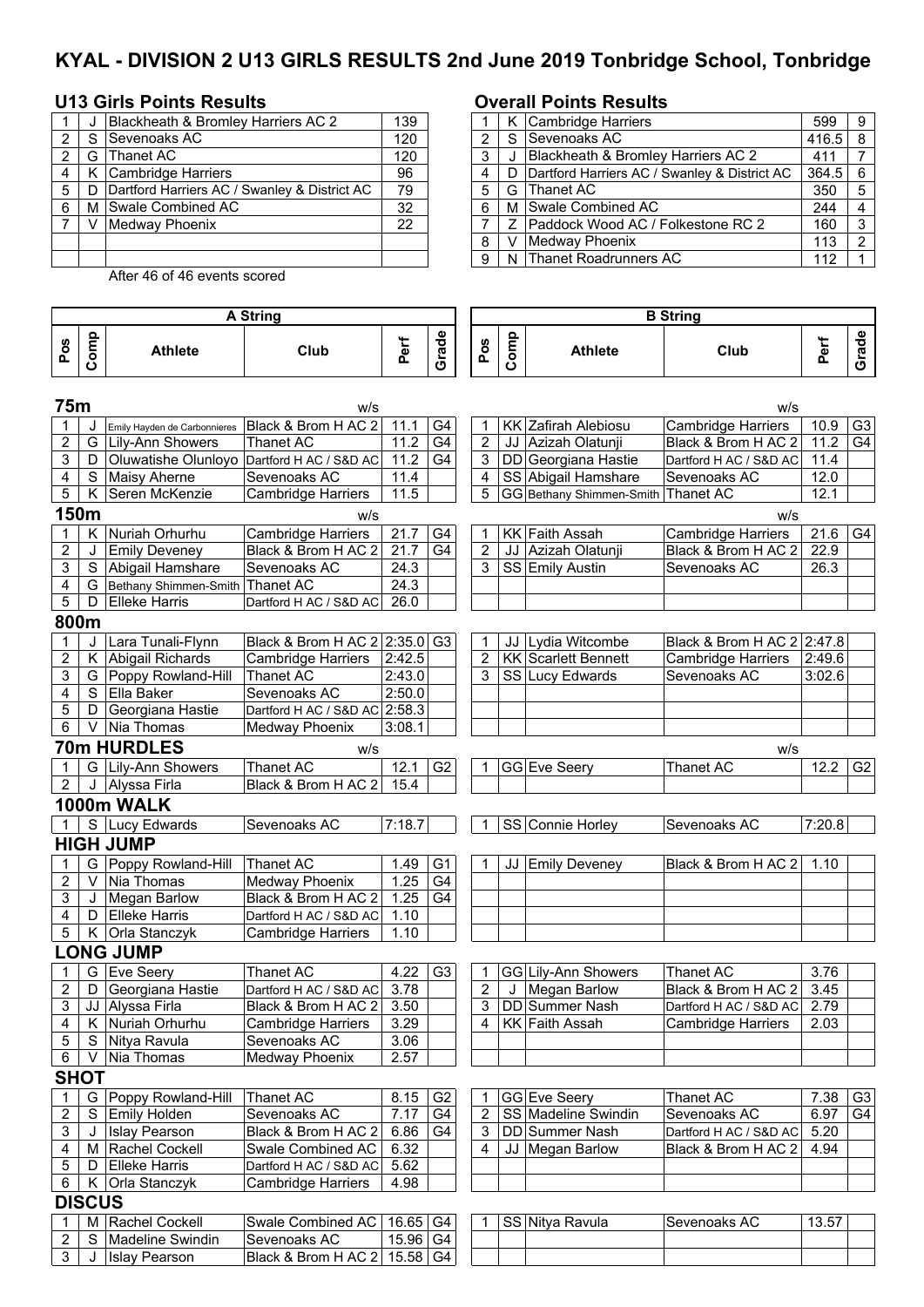# KYAL - DIVISION 2 U13 GIRLS RESULTS 2nd June 2019 Tonbridge School, Tonbridge

## U13 Girls Points Results

| | | | |
|---|---|---|---|
| 1 | J | Blackheath & Bromley Harriers AC 2 | 139 |
| 2 | S | Sevenoaks AC | 120 |
| 2 | G | Thanet AC | 120 |
| 4 | K | Cambridge Harriers | 96 |
| 5 | D | Dartford Harriers AC / Swanley & District AC | 79 |
| 6 | M | Swale Combined AC | 32 |
| 7 | V | Medway Phoenix | 22 |

After 46 of 46 events scored

## Overall Points Results

| | | | | |
|---|---|---|---|---|
| 1 | K | Cambridge Harriers | 599 | 9 |
| 2 | S | Sevenoaks AC | 416.5 | 8 |
| 3 | J | Blackheath & Bromley Harriers AC 2 | 411 | 7 |
| 4 | D | Dartford Harriers AC / Swanley & District AC | 364.5 | 6 |
| 5 | G | Thanet AC | 350 | 5 |
| 6 | M | Swale Combined AC | 244 | 4 |
| 7 | Z | Paddock Wood AC / Folkestone RC 2 | 160 | 3 |
| 8 | V | Medway Phoenix | 113 | 2 |
| 9 | N | Thanet Roadrunners AC | 112 | 1 |

## 75m

**A String** (w/s)

| Pos | Comp | Athlete | Club | Perf | Grade |
|---|---|---|---|---|---|
| 1 | J | Emily Hayden de Carbonnieres | Black & Brom H AC 2 | 11.1 | G4 |
| 2 | G | Lily-Ann Showers | Thanet AC | 11.2 | G4 |
| 3 | D | Oluwatishe Olunloyo | Dartford H AC / S&D AC | 11.2 | G4 |
| 4 | S | Maisy Aherne | Sevenoaks AC | 11.4 | |
| 5 | K | Seren McKenzie | Cambridge Harriers | 11.5 | |

**B String** (w/s)

| Pos | Comp | Athlete | Club | Perf | Grade |
|---|---|---|---|---|---|
| 1 | KK | Zafirah Alebiosu | Cambridge Harriers | 10.9 | G3 |
| 2 | JJ | Azizah Olatunji | Black & Brom H AC 2 | 11.2 | G4 |
| 3 | DD | Georgiana Hastie | Dartford H AC / S&D AC | 11.4 | |
| 4 | SS | Abigail Hamshare | Sevenoaks AC | 12.0 | |
| 5 | GG | Bethany Shimmen-Smith | Thanet AC | 12.1 | |

## 150m

**A String** (w/s)

| Pos | Comp | Athlete | Club | Perf | Grade |
|---|---|---|---|---|---|
| 1 | K | Nuriah Orhurhu | Cambridge Harriers | 21.7 | G4 |
| 2 | J | Emily Deveney | Black & Brom H AC 2 | 21.7 | G4 |
| 3 | S | Abigail Hamshare | Sevenoaks AC | 24.3 | |
| 4 | G | Bethany Shimmen-Smith | Thanet AC | 24.3 | |
| 5 | D | Elleke Harris | Dartford H AC / S&D AC | 26.0 | |

**B String** (w/s)

| Pos | Comp | Athlete | Club | Perf | Grade |
|---|---|---|---|---|---|
| 1 | KK | Faith Assah | Cambridge Harriers | 21.6 | G4 |
| 2 | JJ | Azizah Olatunji | Black & Brom H AC 2 | 22.9 | |
| 3 | SS | Emily Austin | Sevenoaks AC | 26.3 | |

## 800m

**A String**

| Pos | Comp | Athlete | Club | Perf | Grade |
|---|---|---|---|---|---|
| 1 | J | Lara Tunali-Flynn | Black & Brom H AC 2 | 2:35.0 | G3 |
| 2 | K | Abigail Richards | Cambridge Harriers | 2:42.5 | |
| 3 | G | Poppy Rowland-Hill | Thanet AC | 2:43.0 | |
| 4 | S | Ella Baker | Sevenoaks AC | 2:50.0 | |
| 5 | D | Georgiana Hastie | Dartford H AC / S&D AC | 2:58.3 | |
| 6 | V | Nia Thomas | Medway Phoenix | 3:08.1 | |

**B String**

| Pos | Comp | Athlete | Club | Perf | Grade |
|---|---|---|---|---|---|
| 1 | JJ | Lydia Witcombe | Black & Brom H AC 2 | 2:47.8 | |
| 2 | KK | Scarlett Bennett | Cambridge Harriers | 2:49.6 | |
| 3 | SS | Lucy Edwards | Sevenoaks AC | 3:02.6 | |

## 70m HURDLES

**A String** (w/s)

| Pos | Comp | Athlete | Club | Perf | Grade |
|---|---|---|---|---|---|
| 1 | G | Lily-Ann Showers | Thanet AC | 12.1 | G2 |
| 2 | J | Alyssa Firla | Black & Brom H AC 2 | 15.4 | |

**B String** (w/s)

| Pos | Comp | Athlete | Club | Perf | Grade |
|---|---|---|---|---|---|
| 1 | GG | Eve Seery | Thanet AC | 12.2 | G2 |

## 1000m WALK

**A String**

| Pos | Comp | Athlete | Club | Perf | Grade |
|---|---|---|---|---|---|
| 1 | S | Lucy Edwards | Sevenoaks AC | 7:18.7 | |

**B String**

| Pos | Comp | Athlete | Club | Perf | Grade |
|---|---|---|---|---|---|
| 1 | SS | Connie Horley | Sevenoaks AC | 7:20.8 | |

## HIGH JUMP

**A String**

| Pos | Comp | Athlete | Club | Perf | Grade |
|---|---|---|---|---|---|
| 1 | G | Poppy Rowland-Hill | Thanet AC | 1.49 | G1 |
| 2 | V | Nia Thomas | Medway Phoenix | 1.25 | G4 |
| 3 | J | Megan Barlow | Black & Brom H AC 2 | 1.25 | G4 |
| 4 | D | Elleke Harris | Dartford H AC / S&D AC | 1.10 | |
| 5 | K | Orla Stanczyk | Cambridge Harriers | 1.10 | |

**B String**

| Pos | Comp | Athlete | Club | Perf | Grade |
|---|---|---|---|---|---|
| 1 | JJ | Emily Deveney | Black & Brom H AC 2 | 1.10 | |

## LONG JUMP

**A String**

| Pos | Comp | Athlete | Club | Perf | Grade |
|---|---|---|---|---|---|
| 1 | G | Eve Seery | Thanet AC | 4.22 | G3 |
| 2 | D | Georgiana Hastie | Dartford H AC / S&D AC | 3.78 | |
| 3 | JJ | Alyssa Firla | Black & Brom H AC 2 | 3.50 | |
| 4 | K | Nuriah Orhurhu | Cambridge Harriers | 3.29 | |
| 5 | S | Nitya Ravula | Sevenoaks AC | 3.06 | |
| 6 | V | Nia Thomas | Medway Phoenix | 2.57 | |

**B String**

| Pos | Comp | Athlete | Club | Perf | Grade |
|---|---|---|---|---|---|
| 1 | GG | Lily-Ann Showers | Thanet AC | 3.76 | |
| 2 | J | Megan Barlow | Black & Brom H AC 2 | 3.45 | |
| 3 | DD | Summer Nash | Dartford H AC / S&D AC | 2.79 | |
| 4 | KK | Faith Assah | Cambridge Harriers | 2.03 | |

## SHOT

**A String**

| Pos | Comp | Athlete | Club | Perf | Grade |
|---|---|---|---|---|---|
| 1 | G | Poppy Rowland-Hill | Thanet AC | 8.15 | G2 |
| 2 | S | Emily Holden | Sevenoaks AC | 7.17 | G4 |
| 3 | J | Islay Pearson | Black & Brom H AC 2 | 6.86 | G4 |
| 4 | M | Rachel Cockell | Swale Combined AC | 6.32 | |
| 5 | D | Elleke Harris | Dartford H AC / S&D AC | 5.62 | |
| 6 | K | Orla Stanczyk | Cambridge Harriers | 4.98 | |

**B String**

| Pos | Comp | Athlete | Club | Perf | Grade |
|---|---|---|---|---|---|
| 1 | GG | Eve Seery | Thanet AC | 7.38 | G3 |
| 2 | SS | Madeline Swindin | Sevenoaks AC | 6.97 | G4 |
| 3 | DD | Summer Nash | Dartford H AC / S&D AC | 5.20 | |
| 4 | JJ | Megan Barlow | Black & Brom H AC 2 | 4.94 | |

## DISCUS

**A String**

| Pos | Comp | Athlete | Club | Perf | Grade |
|---|---|---|---|---|---|
| 1 | M | Rachel Cockell | Swale Combined AC | 16.65 | G4 |
| 2 | S | Madeline Swindin | Sevenoaks AC | 15.96 | G4 |
| 3 | J | Islay Pearson | Black & Brom H AC 2 | 15.58 | G4 |

**B String**

| Pos | Comp | Athlete | Club | Perf | Grade |
|---|---|---|---|---|---|
| 1 | SS | Nitya Ravula | Sevenoaks AC | 13.57 | |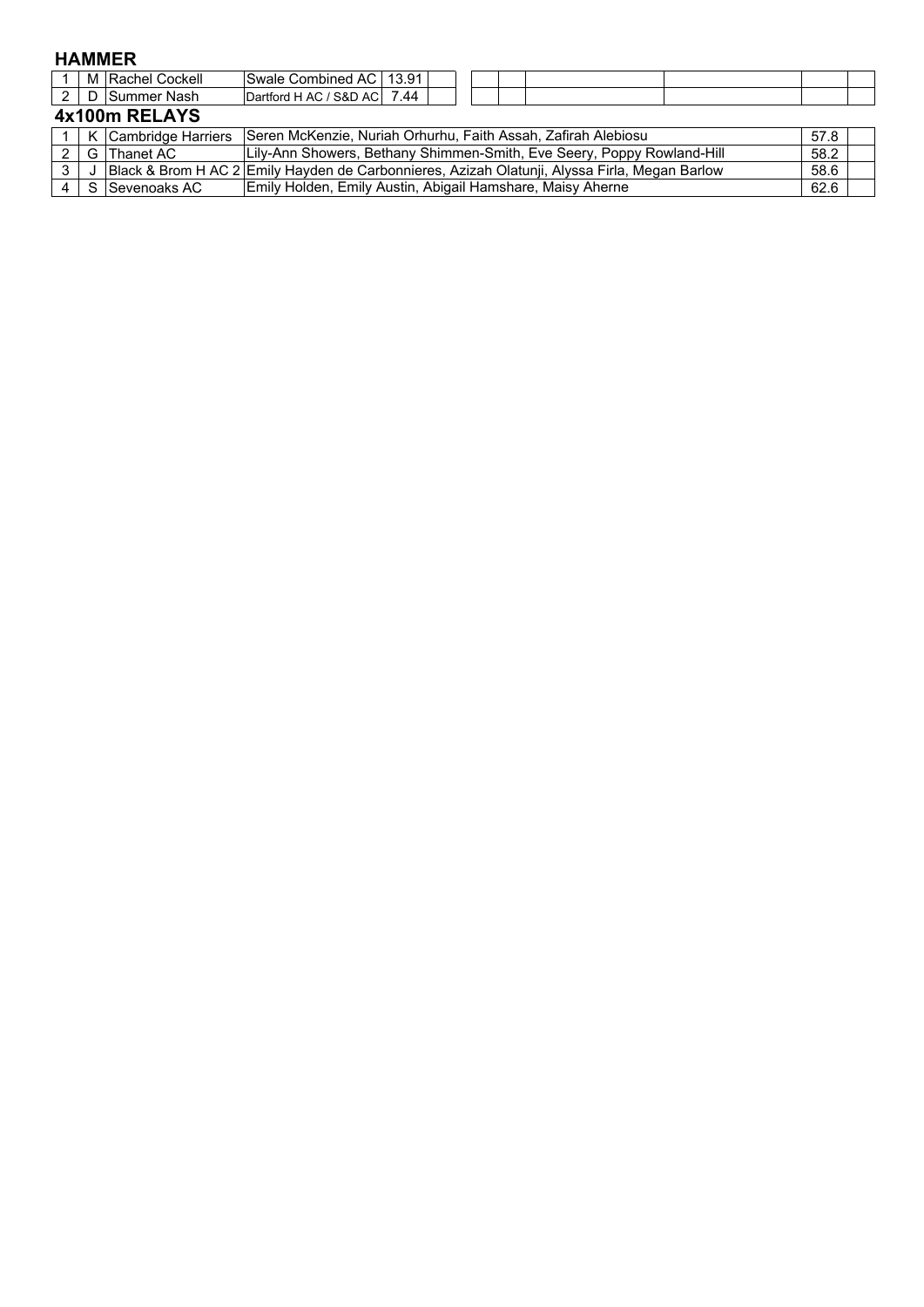## HAMMER

| | | | | | | | | | | | |
|---|---|---|---|---|---|---|---|---|---|---|---|
| 1 | M | Rachel Cockell | Swale Combined AC | 13.91 | | | | | | | |
| 2 | D | Summer Nash | Dartford H AC / S&D AC | 7.44 | | | | | | | |

## 4x100m RELAYS

| | | | | | |
|---|---|---|---|---|---|
| 1 | K | Cambridge Harriers | Seren McKenzie, Nuriah Orhurhu, Faith Assah, Zafirah Alebiosu | 57.8 | |
| 2 | G | Thanet AC | Lily-Ann Showers, Bethany Shimmen-Smith, Eve Seery, Poppy Rowland-Hill | 58.2 | |
| 3 | J | Black & Brom H AC 2 | Emily Hayden de Carbonnieres, Azizah Olatunji, Alyssa Firla, Megan Barlow | 58.6 | |
| 4 | S | Sevenoaks AC | Emily Holden, Emily Austin, Abigail Hamshare, Maisy Aherne | 62.6 | |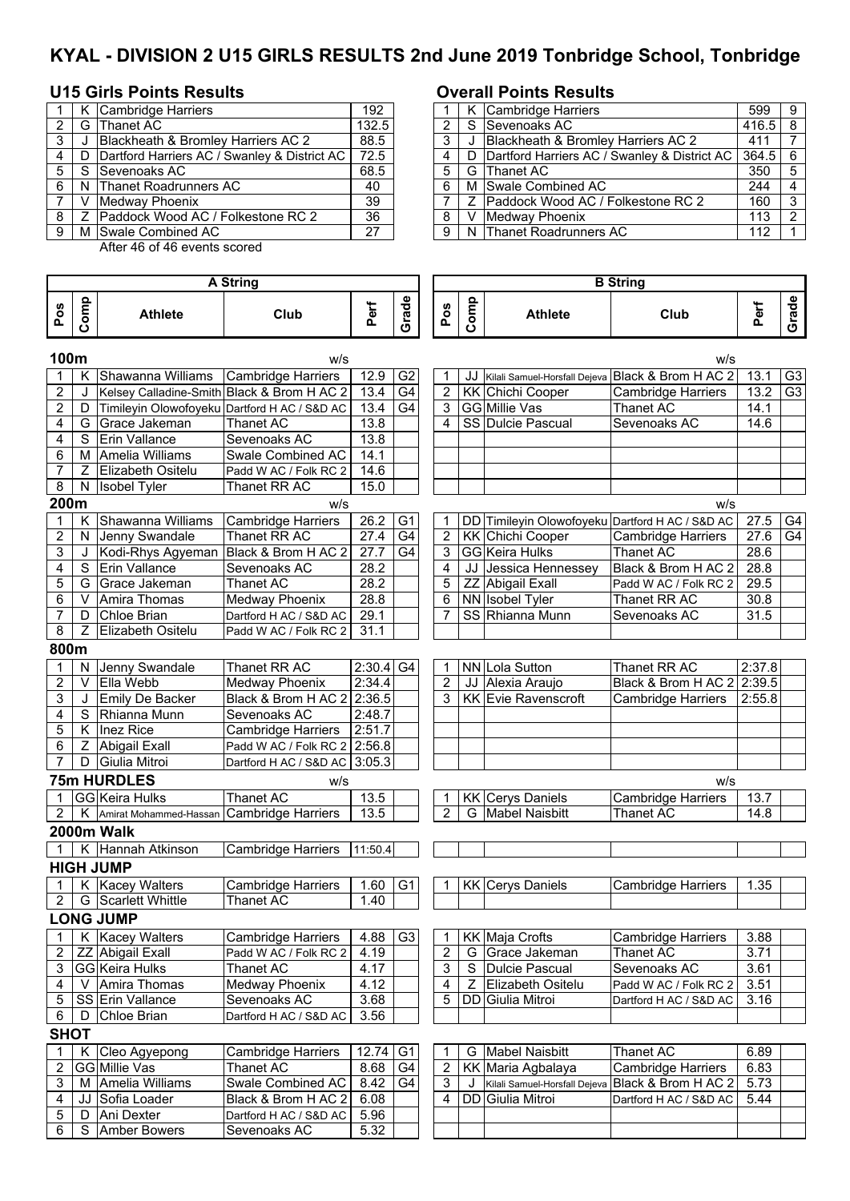# KYAL - DIVISION 2 U15 GIRLS RESULTS 2nd June 2019 Tonbridge School, Tonbridge

## U15 Girls Points Results

| | | | |
|---|---|---|---|
| 1 | K | Cambridge Harriers | 192 |
| 2 | G | Thanet AC | 132.5 |
| 3 | J | Blackheath & Bromley Harriers AC 2 | 88.5 |
| 4 | D | Dartford Harriers AC / Swanley & District AC | 72.5 |
| 5 | S | Sevenoaks AC | 68.5 |
| 6 | N | Thanet Roadrunners AC | 40 |
| 7 | V | Medway Phoenix | 39 |
| 8 | Z | Paddock Wood AC / Folkestone RC 2 | 36 |
| 9 | M | Swale Combined AC | 27 |

After 46 of 46 events scored

## Overall Points Results

| | | | | |
|---|---|---|---|---|
| 1 | K | Cambridge Harriers | 599 | 9 |
| 2 | S | Sevenoaks AC | 416.5 | 8 |
| 3 | J | Blackheath & Bromley Harriers AC 2 | 411 | 7 |
| 4 | D | Dartford Harriers AC / Swanley & District AC | 364.5 | 6 |
| 5 | G | Thanet AC | 350 | 5 |
| 6 | M | Swale Combined AC | 244 | 4 |
| 7 | Z | Paddock Wood AC / Folkestone RC 2 | 160 | 3 |
| 8 | V | Medway Phoenix | 113 | 2 |
| 9 | N | Thanet Roadrunners AC | 112 | 1 |

## A String

| Pos | Comp | Athlete | Club | Perf | Grade |
|---|---|---|---|---|---|
| **100m** | | | w/s | | |
| 1 | K | Shawanna Williams | Cambridge Harriers | 12.9 | G2 |
| 2 | J | Kelsey Calladine-Smith | Black & Brom H AC 2 | 13.4 | G4 |
| 2 | D | Timileyin Olowofoyeku | Dartford H AC / S&D AC | 13.4 | G4 |
| 4 | G | Grace Jakeman | Thanet AC | 13.8 | |
| 4 | S | Erin Vallance | Sevenoaks AC | 13.8 | |
| 6 | M | Amelia Williams | Swale Combined AC | 14.1 | |
| 7 | Z | Elizabeth Ositelu | Padd W AC / Folk RC 2 | 14.6 | |
| 8 | N | Isobel Tyler | Thanet RR AC | 15.0 | |
| **200m** | | | w/s | | |
| 1 | K | Shawanna Williams | Cambridge Harriers | 26.2 | G1 |
| 2 | N | Jenny Swandale | Thanet RR AC | 27.4 | G4 |
| 3 | J | Kodi-Rhys Agyeman | Black & Brom H AC 2 | 27.7 | G4 |
| 4 | S | Erin Vallance | Sevenoaks AC | 28.2 | |
| 5 | G | Grace Jakeman | Thanet AC | 28.2 | |
| 6 | V | Amira Thomas | Medway Phoenix | 28.8 | |
| 7 | D | Chloe Brian | Dartford H AC / S&D AC | 29.1 | |
| 8 | Z | Elizabeth Ositelu | Padd W AC / Folk RC 2 | 31.1 | |
| **800m** | | | | | |
| 1 | N | Jenny Swandale | Thanet RR AC | 2:30.4 | G4 |
| 2 | V | Ella Webb | Medway Phoenix | 2:34.4 | |
| 3 | J | Emily De Backer | Black & Brom H AC 2 | 2:36.5 | |
| 4 | S | Rhianna Munn | Sevenoaks AC | 2:48.7 | |
| 5 | K | Inez Rice | Cambridge Harriers | 2:51.7 | |
| 6 | Z | Abigail Exall | Padd W AC / Folk RC 2 | 2:56.8 | |
| 7 | D | Giulia Mitroi | Dartford H AC / S&D AC | 3:05.3 | |
| **75m HURDLES** | | | w/s | | |
| 1 | GG | Keira Hulks | Thanet AC | 13.5 | |
| 2 | K | Amirat Mohammed-Hassan | Cambridge Harriers | 13.5 | |
| **2000m Walk** | | | | | |
| 1 | K | Hannah Atkinson | Cambridge Harriers | 11:50.4 | |
| **HIGH JUMP** | | | | | |
| 1 | K | Kacey Walters | Cambridge Harriers | 1.60 | G1 |
| 2 | G | Scarlett Whittle | Thanet AC | 1.40 | |
| **LONG JUMP** | | | | | |
| 1 | K | Kacey Walters | Cambridge Harriers | 4.88 | G3 |
| 2 | ZZ | Abigail Exall | Padd W AC / Folk RC 2 | 4.19 | |
| 3 | GG | Keira Hulks | Thanet AC | 4.17 | |
| 4 | V | Amira Thomas | Medway Phoenix | 4.12 | |
| 5 | SS | Erin Vallance | Sevenoaks AC | 3.68 | |
| 6 | D | Chloe Brian | Dartford H AC / S&D AC | 3.56 | |
| **SHOT** | | | | | |
| 1 | K | Cleo Agyepong | Cambridge Harriers | 12.74 | G1 |
| 2 | GG | Millie Vas | Thanet AC | 8.68 | G4 |
| 3 | M | Amelia Williams | Swale Combined AC | 8.42 | G4 |
| 4 | JJ | Sofia Loader | Black & Brom H AC 2 | 6.08 | |
| 5 | D | Ani Dexter | Dartford H AC / S&D AC | 5.96 | |
| 6 | S | Amber Bowers | Sevenoaks AC | 5.32 | |

## B String

| Pos | Comp | Athlete | Club | Perf | Grade |
|---|---|---|---|---|---|
| **100m** | | | w/s | | |
| 1 | JJ | Kilali Samuel-Horsfall Dejeva | Black & Brom H AC 2 | 13.1 | G3 |
| 2 | KK | Chichi Cooper | Cambridge Harriers | 13.2 | G3 |
| 3 | GG | Millie Vas | Thanet AC | 14.1 | |
| 4 | SS | Dulcie Pascual | Sevenoaks AC | 14.6 | |
| **200m** | | | w/s | | |
| 1 | DD | Timileyin Olowofoyeku | Dartford H AC / S&D AC | 27.5 | G4 |
| 2 | KK | Chichi Cooper | Cambridge Harriers | 27.6 | G4 |
| 3 | GG | Keira Hulks | Thanet AC | 28.6 | |
| 4 | JJ | Jessica Hennessey | Black & Brom H AC 2 | 28.8 | |
| 5 | ZZ | Abigail Exall | Padd W AC / Folk RC 2 | 29.5 | |
| 6 | NN | Isobel Tyler | Thanet RR AC | 30.8 | |
| 7 | SS | Rhianna Munn | Sevenoaks AC | 31.5 | |
| **800m** | | | | | |
| 1 | NN | Lola Sutton | Thanet RR AC | 2:37.8 | |
| 2 | JJ | Alexia Araujo | Black & Brom H AC 2 | 2:39.5 | |
| 3 | KK | Evie Ravenscroft | Cambridge Harriers | 2:55.8 | |
| **75m HURDLES** | | | w/s | | |
| 1 | KK | Cerys Daniels | Cambridge Harriers | 13.7 | |
| 2 | G | Mabel Naisbitt | Thanet AC | 14.8 | |
| **HIGH JUMP** | | | | | |
| 1 | KK | Cerys Daniels | Cambridge Harriers | 1.35 | |
| **LONG JUMP** | | | | | |
| 1 | KK | Maja Crofts | Cambridge Harriers | 3.88 | |
| 2 | G | Grace Jakeman | Thanet AC | 3.71 | |
| 3 | S | Dulcie Pascual | Sevenoaks AC | 3.61 | |
| 4 | Z | Elizabeth Ositelu | Padd W AC / Folk RC 2 | 3.51 | |
| 5 | DD | Giulia Mitroi | Dartford H AC / S&D AC | 3.16 | |
| **SHOT** | | | | | |
| 1 | G | Mabel Naisbitt | Thanet AC | 6.89 | |
| 2 | KK | Maria Agbalaya | Cambridge Harriers | 6.83 | |
| 3 | J | Kilali Samuel-Horsfall Dejeva | Black & Brom H AC 2 | 5.73 | |
| 4 | DD | Giulia Mitroi | Dartford H AC / S&D AC | 5.44 | |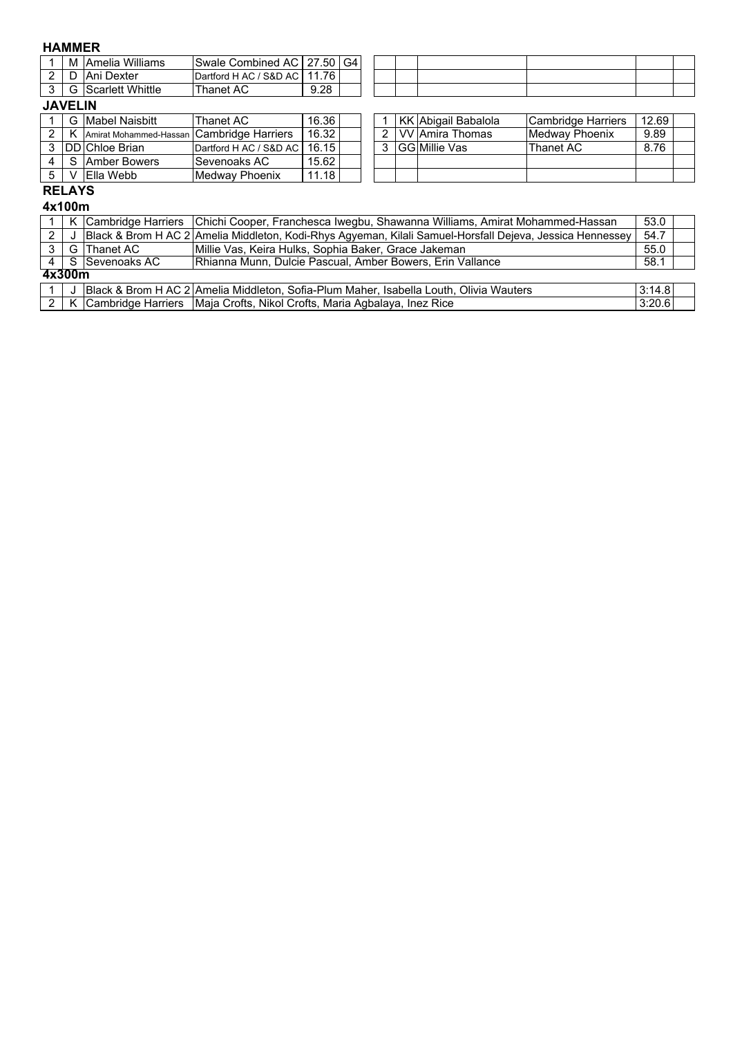**HAMMER**

| | | | | | |
|---|---|---|---|---|---|
| 1 | M | Amelia Williams | Swale Combined AC | 27.50 | G4 |
| 2 | D | Ani Dexter | Dartford H AC / S&D AC | 11.76 | |
| 3 | G | Scarlett Whittle | Thanet AC | 9.28 | |

**JAVELIN**

| | | | | | |
|---|---|---|---|---|---|
| 1 | G | Mabel Naisbitt | Thanet AC | 16.36 | |
| 2 | K | Amirat Mohammed-Hassan | Cambridge Harriers | 16.32 | |
| 3 | DD | Chloe Brian | Dartford H AC / S&D AC | 16.15 | |
| 4 | S | Amber Bowers | Sevenoaks AC | 15.62 | |
| 5 | V | Ella Webb | Medway Phoenix | 11.18 | |

| | | | | | |
|---|---|---|---|---|---|
| 1 | KK | Abigail Babalola | Cambridge Harriers | 12.69 | |
| 2 | VV | Amira Thomas | Medway Phoenix | 9.89 | |
| 3 | GG | Millie Vas | Thanet AC | 8.76 | |

**RELAYS**

**4x100m**

| | | | | | |
|---|---|---|---|---|---|
| 1 | K | Cambridge Harriers | Chichi Cooper, Franchesca Iwegbu, Shawanna Williams, Amirat Mohammed-Hassan | 53.0 | |
| 2 | J | Black & Brom H AC 2 | Amelia Middleton, Kodi-Rhys Agyeman, Kilali Samuel-Horsfall Dejeva, Jessica Hennessey | 54.7 | |
| 3 | G | Thanet AC | Millie Vas, Keira Hulks, Sophia Baker, Grace Jakeman | 55.0 | |
| 4 | S | Sevenoaks AC | Rhianna Munn, Dulcie Pascual, Amber Bowers, Erin Vallance | 58.1 | |

**4x300m**

| | | | | | |
|---|---|---|---|---|---|
| 1 | J | Black & Brom H AC 2 | Amelia Middleton, Sofia-Plum Maher, Isabella Louth, Olivia Wauters | 3:14.8 | |
| 2 | K | Cambridge Harriers | Maja Crofts, Nikol Crofts, Maria Agbalaya, Inez Rice | 3:20.6 | |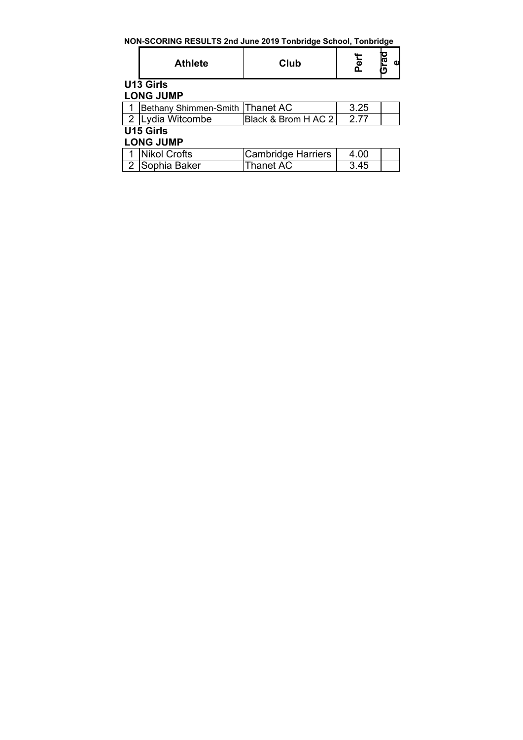**NON-SCORING RESULTS 2nd June 2019 Tonbridge School, Tonbridge**

| | Athlete | Club | Perf | Grade |
|---|---|---|---|---|

### U13 Girls
**LONG JUMP**

| | Athlete | Club | Perf | Grade |
|---|---|---|---|---|
| 1 | Bethany Shimmen-Smith | Thanet AC | 3.25 | |
| 2 | Lydia Witcombe | Black & Brom H AC 2 | 2.77 | |

### U15 Girls
**LONG JUMP**

| | Athlete | Club | Perf | Grade |
|---|---|---|---|---|
| 1 | Nikol Crofts | Cambridge Harriers | 4.00 | |
| 2 | Sophia Baker | Thanet AC | 3.45 | |